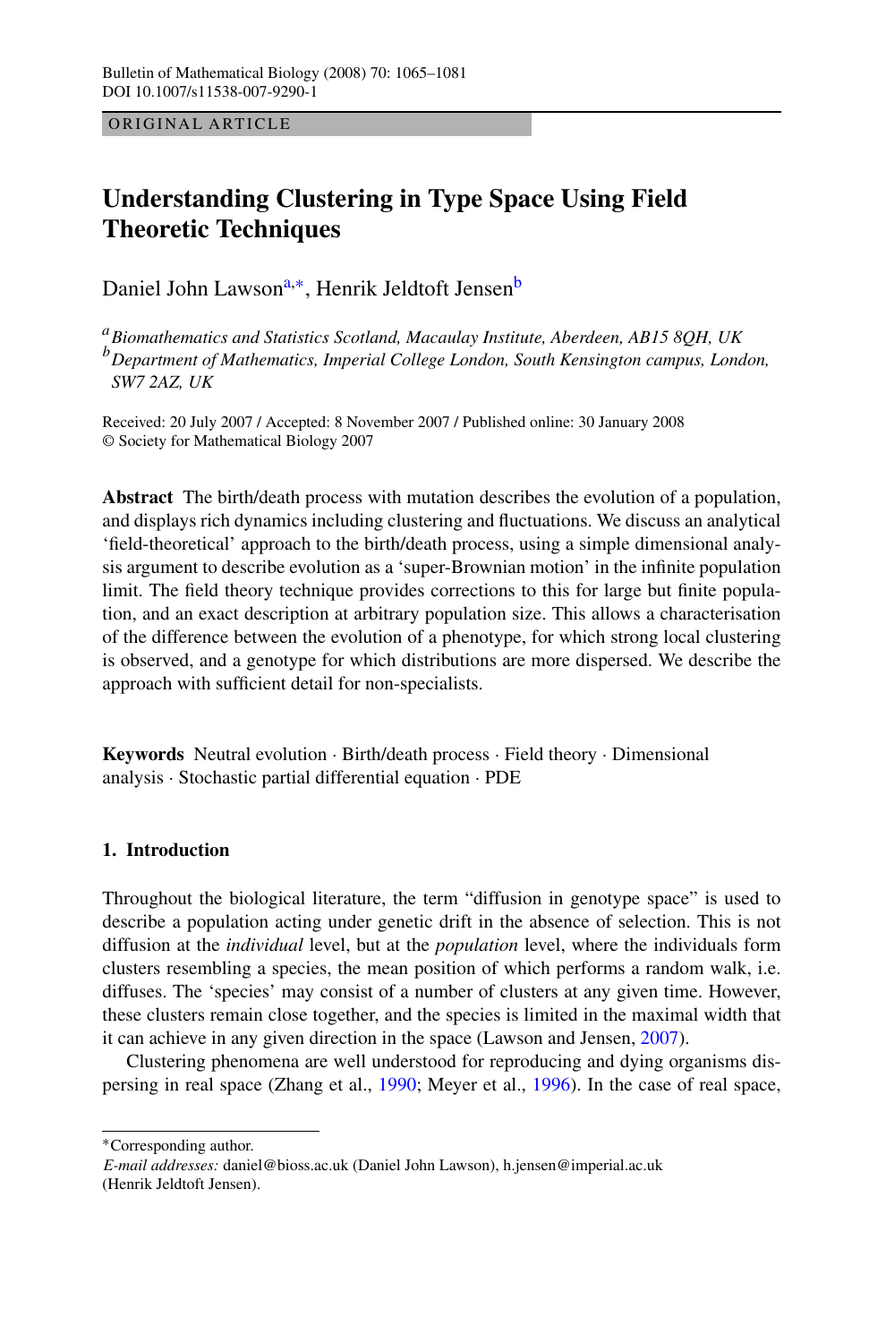ORIGINAL ARTICLE

# Understanding Clustering in Type Space Using Field Theoretic Techniques

Daniel John Lawson[a,*], Henrik Jeldtoft Jensen[b]

[a] *Biomathematics and Statistics Scotland, Macaulay Institute, Aberdeen, AB15 8QH, UK*
[b] *Department of Mathematics, Imperial College London, South Kensington campus, London, SW7 2AZ, UK*

Received: 20 July 2007 / Accepted: 8 November 2007 / Published online: 30 January 2008
© Society for Mathematical Biology 2007

**Abstract** The birth/death process with mutation describes the evolution of a population, and displays rich dynamics including clustering and fluctuations. We discuss an analytical 'field-theoretical' approach to the birth/death process, using a simple dimensional analysis argument to describe evolution as a 'super-Brownian motion' in the infinite population limit. The field theory technique provides corrections to this for large but finite population, and an exact description at arbitrary population size. This allows a characterisation of the difference between the evolution of a phenotype, for which strong local clustering is observed, and a genotype for which distributions are more dispersed. We describe the approach with sufficient detail for non-specialists.

**Keywords** Neutral evolution · Birth/death process · Field theory · Dimensional analysis · Stochastic partial differential equation · PDE

## 1. Introduction

Throughout the biological literature, the term "diffusion in genotype space" is used to describe a population acting under genetic drift in the absence of selection. This is not diffusion at the *individual* level, but at the *population* level, where the individuals form clusters resembling a species, the mean position of which performs a random walk, i.e. diffuses. The 'species' may consist of a number of clusters at any given time. However, these clusters remain close together, and the species is limited in the maximal width that it can achieve in any given direction in the space (Lawson and Jensen, 2007).

Clustering phenomena are well understood for reproducing and dying organisms dispersing in real space (Zhang et al., 1990; Meyer et al., 1996). In the case of real space,

*Corresponding author.
*E-mail addresses:* daniel@bioss.ac.uk (Daniel John Lawson), h.jensen@imperial.ac.uk (Henrik Jeldtoft Jensen).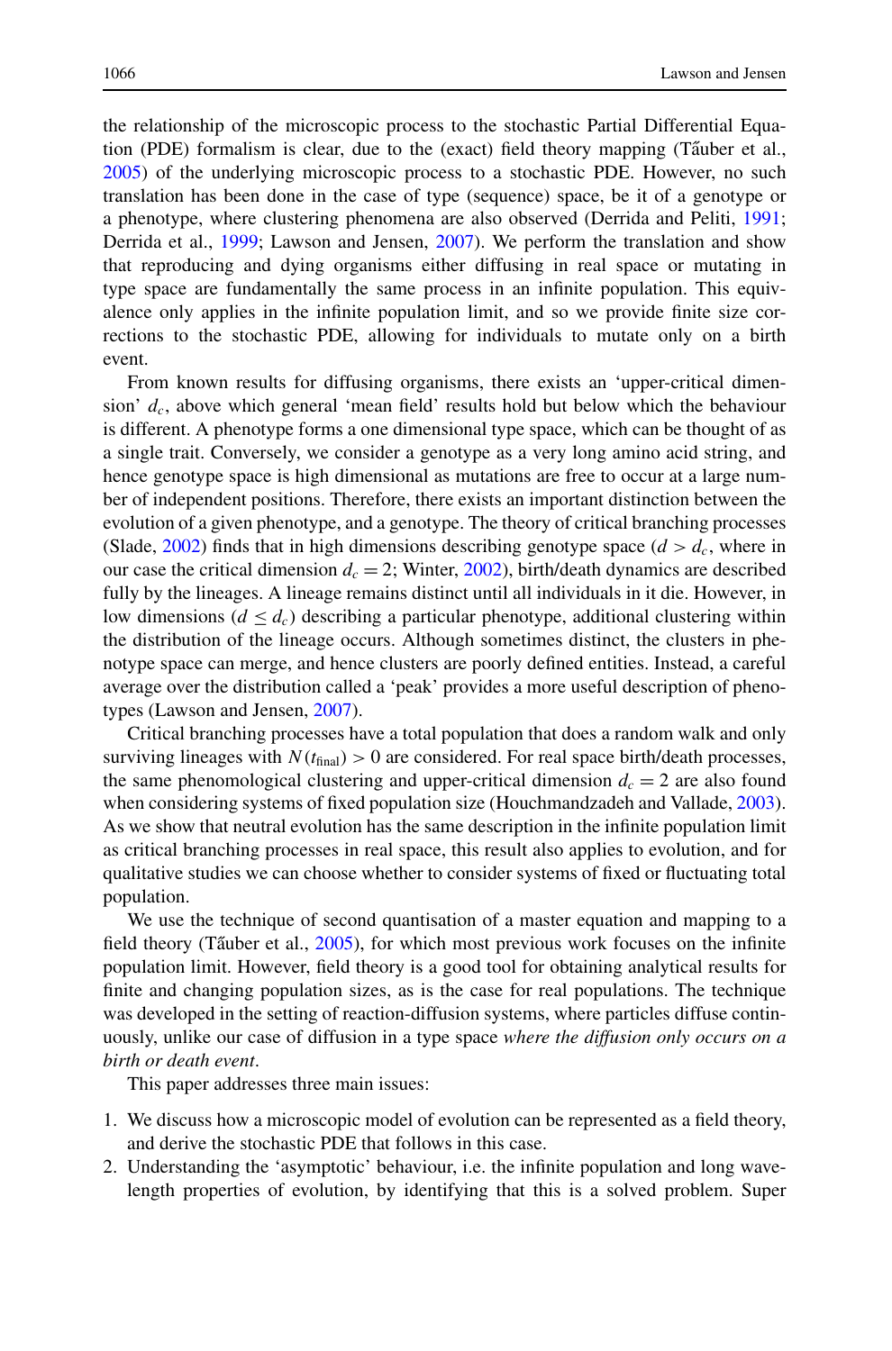the relationship of the microscopic process to the stochastic Partial Differential Equation (PDE) formalism is clear, due to the (exact) field theory mapping (Tăuber et al., 2005) of the underlying microscopic process to a stochastic PDE. However, no such translation has been done in the case of type (sequence) space, be it of a genotype or a phenotype, where clustering phenomena are also observed (Derrida and Peliti, 1991; Derrida et al., 1999; Lawson and Jensen, 2007). We perform the translation and show that reproducing and dying organisms either diffusing in real space or mutating in type space are fundamentally the same process in an infinite population. This equivalence only applies in the infinite population limit, and so we provide finite size corrections to the stochastic PDE, allowing for individuals to mutate only on a birth event.

From known results for diffusing organisms, there exists an 'upper-critical dimension' $d_c$, above which general 'mean field' results hold but below which the behaviour is different. A phenotype forms a one dimensional type space, which can be thought of as a single trait. Conversely, we consider a genotype as a very long amino acid string, and hence genotype space is high dimensional as mutations are free to occur at a large number of independent positions. Therefore, there exists an important distinction between the evolution of a given phenotype, and a genotype. The theory of critical branching processes (Slade, 2002) finds that in high dimensions describing genotype space ($d > d_c$, where in our case the critical dimension $d_c = 2$; Winter, 2002), birth/death dynamics are described fully by the lineages. A lineage remains distinct until all individuals in it die. However, in low dimensions ($d \leq d_c$) describing a particular phenotype, additional clustering within the distribution of the lineage occurs. Although sometimes distinct, the clusters in phenotype space can merge, and hence clusters are poorly defined entities. Instead, a careful average over the distribution called a 'peak' provides a more useful description of phenotypes (Lawson and Jensen, 2007).

Critical branching processes have a total population that does a random walk and only surviving lineages with $N(t_{\text{final}}) > 0$ are considered. For real space birth/death processes, the same phenomological clustering and upper-critical dimension $d_c = 2$ are also found when considering systems of fixed population size (Houchmandzadeh and Vallade, 2003). As we show that neutral evolution has the same description in the infinite population limit as critical branching processes in real space, this result also applies to evolution, and for qualitative studies we can choose whether to consider systems of fixed or fluctuating total population.

We use the technique of second quantisation of a master equation and mapping to a field theory (Tăuber et al., 2005), for which most previous work focuses on the infinite population limit. However, field theory is a good tool for obtaining analytical results for finite and changing population sizes, as is the case for real populations. The technique was developed in the setting of reaction-diffusion systems, where particles diffuse continuously, unlike our case of diffusion in a type space *where the diffusion only occurs on a birth or death event*.

This paper addresses three main issues:

1. We discuss how a microscopic model of evolution can be represented as a field theory, and derive the stochastic PDE that follows in this case.
2. Understanding the 'asymptotic' behaviour, i.e. the infinite population and long wavelength properties of evolution, by identifying that this is a solved problem. Super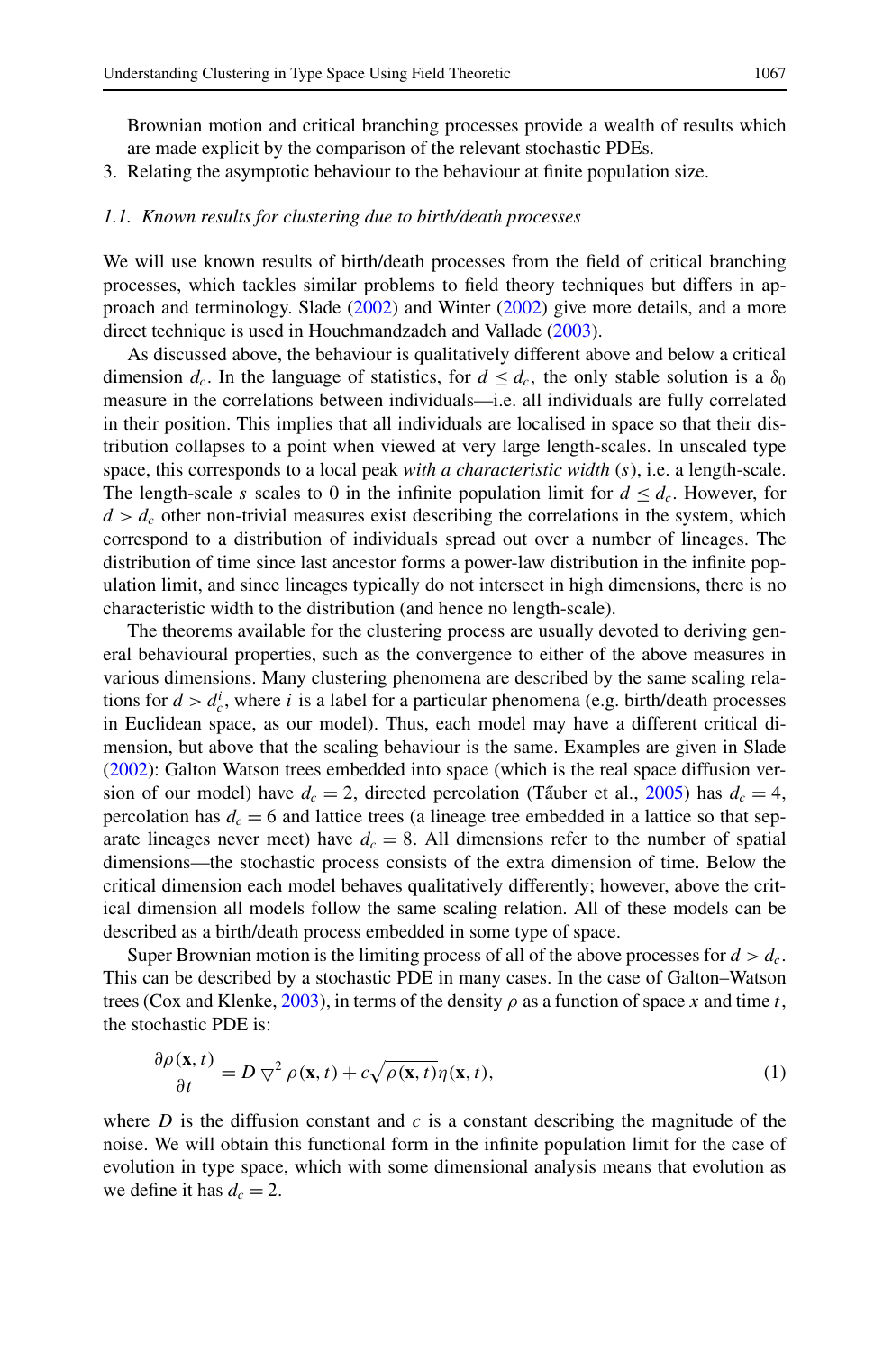Brownian motion and critical branching processes provide a wealth of results which are made explicit by the comparison of the relevant stochastic PDEs.
3. Relating the asymptotic behaviour to the behaviour at finite population size.

### *1.1. Known results for clustering due to birth/death processes*

We will use known results of birth/death processes from the field of critical branching processes, which tackles similar problems to field theory techniques but differs in approach and terminology. Slade (2002) and Winter (2002) give more details, and a more direct technique is used in Houchmandzadeh and Vallade (2003).

As discussed above, the behaviour is qualitatively different above and below a critical dimension $d_c$. In the language of statistics, for $d \leq d_c$, the only stable solution is a $\delta_0$ measure in the correlations between individuals—i.e. all individuals are fully correlated in their position. This implies that all individuals are localised in space so that their distribution collapses to a point when viewed at very large length-scales. In unscaled type space, this corresponds to a local peak *with a characteristic width* ($s$), i.e. a length-scale. The length-scale $s$ scales to 0 in the infinite population limit for $d \leq d_c$. However, for $d > d_c$ other non-trivial measures exist describing the correlations in the system, which correspond to a distribution of individuals spread out over a number of lineages. The distribution of time since last ancestor forms a power-law distribution in the infinite population limit, and since lineages typically do not intersect in high dimensions, there is no characteristic width to the distribution (and hence no length-scale).

The theorems available for the clustering process are usually devoted to deriving general behavioural properties, such as the convergence to either of the above measures in various dimensions. Many clustering phenomena are described by the same scaling relations for $d > d_c^i$, where $i$ is a label for a particular phenomena (e.g. birth/death processes in Euclidean space, as our model). Thus, each model may have a different critical dimension, but above that the scaling behaviour is the same. Examples are given in Slade (2002): Galton Watson trees embedded into space (which is the real space diffusion version of our model) have $d_c = 2$, directed percolation (Täuber et al., 2005) has $d_c = 4$, percolation has $d_c = 6$ and lattice trees (a lineage tree embedded in a lattice so that separate lineages never meet) have $d_c = 8$. All dimensions refer to the number of spatial dimensions—the stochastic process consists of the extra dimension of time. Below the critical dimension each model behaves qualitatively differently; however, above the critical dimension all models follow the same scaling relation. All of these models can be described as a birth/death process embedded in some type of space.

Super Brownian motion is the limiting process of all of the above processes for $d > d_c$. This can be described by a stochastic PDE in many cases. In the case of Galton–Watson trees (Cox and Klenke, 2003), in terms of the density $\rho$ as a function of space $x$ and time $t$, the stochastic PDE is:

$$\frac{\partial \rho(\mathbf{x}, t)}{\partial t} = D \bigtriangledown^2 \rho(\mathbf{x}, t) + c\sqrt{\rho(\mathbf{x}, t)}\eta(\mathbf{x}, t), \tag{1}$$

where $D$ is the diffusion constant and $c$ is a constant describing the magnitude of the noise. We will obtain this functional form in the infinite population limit for the case of evolution in type space, which with some dimensional analysis means that evolution as we define it has $d_c = 2$.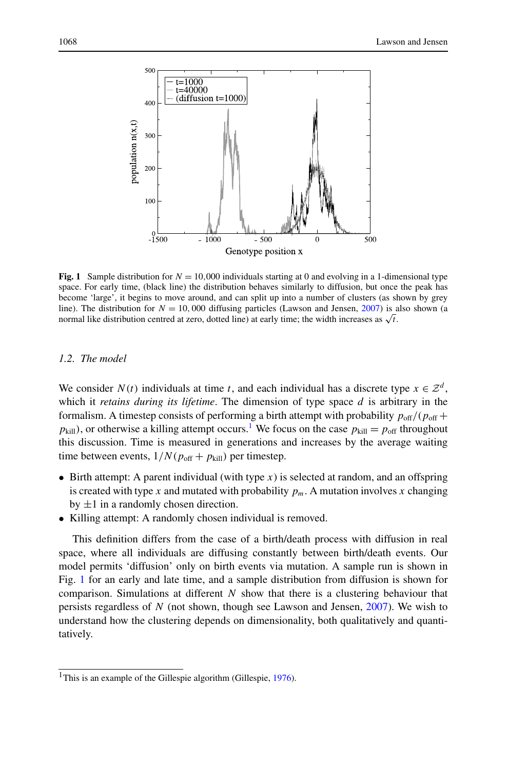**Fig. 1** Sample distribution for $N = 10{,}000$ individuals starting at 0 and evolving in a 1-dimensional type space. For early time, (black line) the distribution behaves similarly to diffusion, but once the peak has become 'large', it begins to move around, and can split up into a number of clusters (as shown by grey line). The distribution for $N = 10{,}000$ diffusing particles (Lawson and Jensen, 2007) is also shown (a normal like distribution centred at zero, dotted line) at early time; the width increases as $\sqrt{t}$.

### *1.2. The model*

We consider $N(t)$ individuals at time $t$, and each individual has a discrete type $x \in \mathcal{Z}^d$, which it *retains during its lifetime*. The dimension of type space $d$ is arbitrary in the formalism. A timestep consists of performing a birth attempt with probability $p_{\text{off}}/(p_{\text{off}} + p_{\text{kill}})$, or otherwise a killing attempt occurs.[1] We focus on the case $p_{\text{kill}} = p_{\text{off}}$ throughout this discussion. Time is measured in generations and increases by the average waiting time between events, $1/N(p_{\text{off}} + p_{\text{kill}})$ per timestep.

- Birth attempt: A parent individual (with type $x$) is selected at random, and an offspring is created with type $x$ and mutated with probability $p_m$. A mutation involves $x$ changing by $\pm 1$ in a randomly chosen direction.
- Killing attempt: A randomly chosen individual is removed.

This definition differs from the case of a birth/death process with diffusion in real space, where all individuals are diffusing constantly between birth/death events. Our model permits 'diffusion' only on birth events via mutation. A sample run is shown in Fig. 1 for an early and late time, and a sample distribution from diffusion is shown for comparison. Simulations at different $N$ show that there is a clustering behaviour that persists regardless of $N$ (not shown, though see Lawson and Jensen, 2007). We wish to understand how the clustering depends on dimensionality, both qualitatively and quantitatively.

---

[1] This is an example of the Gillespie algorithm (Gillespie, 1976).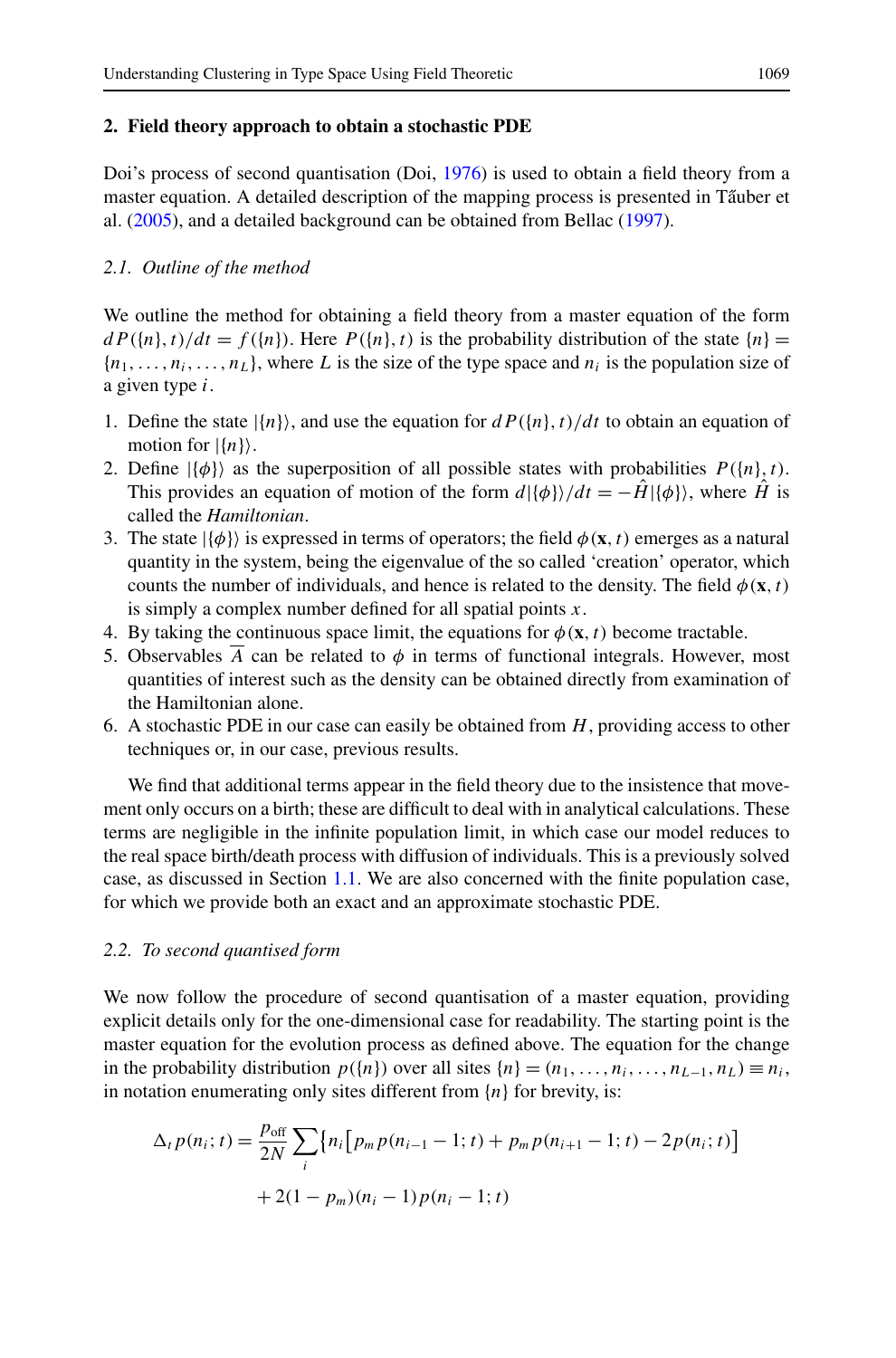## 2. Field theory approach to obtain a stochastic PDE

Doi's process of second quantisation (Doi, 1976) is used to obtain a field theory from a master equation. A detailed description of the mapping process is presented in Tăuber et al. (2005), and a detailed background can be obtained from Bellac (1997).

### 2.1. Outline of the method

We outline the method for obtaining a field theory from a master equation of the form $dP(\{n\},t)/dt = f(\{n\})$. Here $P(\{n\},t)$ is the probability distribution of the state $\{n\} = \{n_1,\ldots,n_i,\ldots,n_L\}$, where $L$ is the size of the type space and $n_i$ is the population size of a given type $i$.

1. Define the state $|\{n\}\rangle$, and use the equation for $dP(\{n\},t)/dt$ to obtain an equation of motion for $|\{n\}\rangle$.
2. Define $|\{\phi\}\rangle$ as the superposition of all possible states with probabilities $P(\{n\},t)$. This provides an equation of motion of the form $d|\{\phi\}\rangle/dt = -\hat{H}|\{\phi\}\rangle$, where $\hat{H}$ is called the *Hamiltonian*.
3. The state $|\{\phi\}\rangle$ is expressed in terms of operators; the field $\phi(\mathbf{x},t)$ emerges as a natural quantity in the system, being the eigenvalue of the so called 'creation' operator, which counts the number of individuals, and hence is related to the density. The field $\phi(\mathbf{x},t)$ is simply a complex number defined for all spatial points $x$.
4. By taking the continuous space limit, the equations for $\phi(\mathbf{x},t)$ become tractable.
5. Observables $\overline{A}$ can be related to $\phi$ in terms of functional integrals. However, most quantities of interest such as the density can be obtained directly from examination of the Hamiltonian alone.
6. A stochastic PDE in our case can easily be obtained from $H$, providing access to other techniques or, in our case, previous results.

We find that additional terms appear in the field theory due to the insistence that movement only occurs on a birth; these are difficult to deal with in analytical calculations. These terms are negligible in the infinite population limit, in which case our model reduces to the real space birth/death process with diffusion of individuals. This is a previously solved case, as discussed in Section 1.1. We are also concerned with the finite population case, for which we provide both an exact and an approximate stochastic PDE.

### 2.2. To second quantised form

We now follow the procedure of second quantisation of a master equation, providing explicit details only for the one-dimensional case for readability. The starting point is the master equation for the evolution process as defined above. The equation for the change in the probability distribution $p(\{n\})$ over all sites $\{n\} = (n_1,\ldots,n_i,\ldots,n_{L-1},n_L) \equiv n_i$, in notation enumerating only sites different from $\{n\}$ for brevity, is:

$$\Delta_t p(n_i;t) = \frac{p_{\text{off}}}{2N}\sum_i \big\{ n_i\big[p_m p(n_{i-1}-1;t) + p_m p(n_{i+1}-1;t) - 2p(n_i;t)\big]$$

$$+ 2(1-p_m)(n_i-1)p(n_i-1;t)$$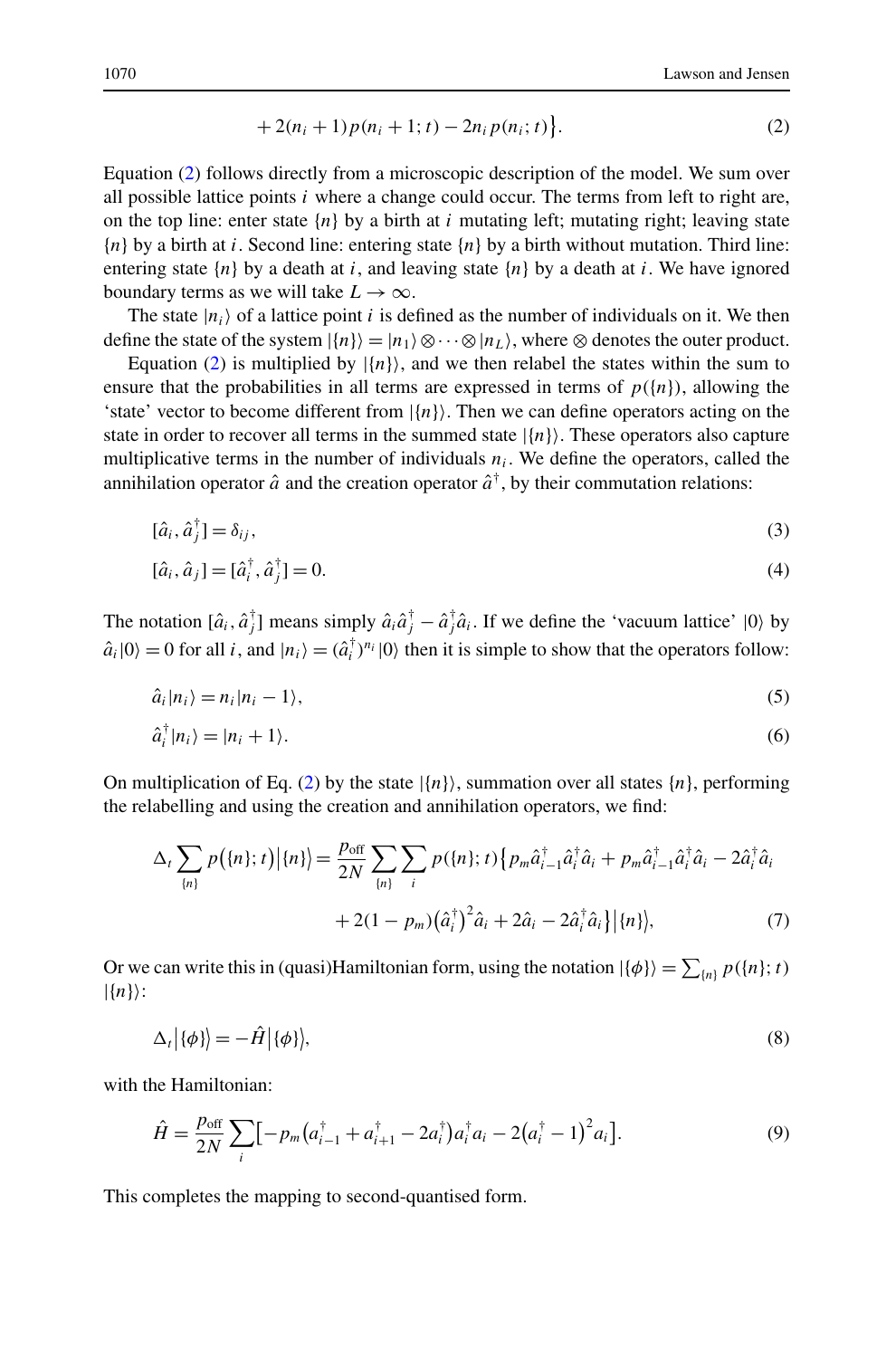$$+ 2(n_i + 1)p(n_i + 1; t) - 2n_i p(n_i; t)\Big\}. \tag{2}$$

Equation (2) follows directly from a microscopic description of the model. We sum over all possible lattice points $i$ where a change could occur. The terms from left to right are, on the top line: enter state $\{n\}$ by a birth at $i$ mutating left; mutating right; leaving state $\{n\}$ by a birth at $i$. Second line: entering state $\{n\}$ by a birth without mutation. Third line: entering state $\{n\}$ by a death at $i$, and leaving state $\{n\}$ by a death at $i$. We have ignored boundary terms as we will take $L \to \infty$.

The state $|n_i\rangle$ of a lattice point $i$ is defined as the number of individuals on it. We then define the state of the system $|\{n\}\rangle = |n_1\rangle \otimes \cdots \otimes |n_L\rangle$, where $\otimes$ denotes the outer product.

Equation (2) is multiplied by $|\{n\}\rangle$, and we then relabel the states within the sum to ensure that the probabilities in all terms are expressed in terms of $p(\{n\})$, allowing the 'state' vector to become different from $|\{n\}\rangle$. Then we can define operators acting on the state in order to recover all terms in the summed state $|\{n\}\rangle$. These operators also capture multiplicative terms in the number of individuals $n_i$. We define the operators, called the annihilation operator $\hat{a}$ and the creation operator $\hat{a}^\dagger$, by their commutation relations:

$$[\hat{a}_i, \hat{a}_j^\dagger] = \delta_{ij}, \tag{3}$$

$$[\hat{a}_i, \hat{a}_j] = [\hat{a}_i^\dagger, \hat{a}_j^\dagger] = 0. \tag{4}$$

The notation $[\hat{a}_i, \hat{a}_j^\dagger]$ means simply $\hat{a}_i\hat{a}_j^\dagger - \hat{a}_j^\dagger\hat{a}_i$. If we define the 'vacuum lattice' $|0\rangle$ by $\hat{a}_i|0\rangle = 0$ for all $i$, and $|n_i\rangle = (\hat{a}_i^\dagger)^{n_i}|0\rangle$ then it is simple to show that the operators follow:

$$\hat{a}_i|n_i\rangle = n_i|n_i - 1\rangle, \tag{5}$$

$$\hat{a}_i^\dagger|n_i\rangle = |n_i + 1\rangle. \tag{6}$$

On multiplication of Eq. (2) by the state $|\{n\}\rangle$, summation over all states $\{n\}$, performing the relabelling and using the creation and annihilation operators, we find:

$$\Delta_t \sum_{\{n\}} p\big(\{n\}; t\big)\big|\{n\}\big\rangle = \frac{p_{\text{off}}}{2N} \sum_{\{n\}} \sum_i p(\{n\}; t)\big\{p_m \hat{a}_{i-1}^\dagger \hat{a}_i^\dagger \hat{a}_i + p_m \hat{a}_{i-1}^\dagger \hat{a}_i^\dagger \hat{a}_i - 2\hat{a}_i^\dagger \hat{a}_i$$
$$+ 2(1 - p_m)\big(\hat{a}_i^\dagger\big)^2 \hat{a}_i + 2\hat{a}_i - 2\hat{a}_i^\dagger \hat{a}_i\big\}\big|\{n\}\big\rangle, \tag{7}$$

Or we can write this in (quasi)Hamiltonian form, using the notation $|\{\phi\}\rangle = \sum_{\{n\}} p(\{n\}; t)$ $|\{n\}\rangle$:

$$\Delta_t\big|\{\phi\}\big\rangle = -\hat{H}\big|\{\phi\}\big\rangle, \tag{8}$$

with the Hamiltonian:

$$\hat{H} = \frac{p_{\text{off}}}{2N} \sum_i \big[-p_m\big(a_{i-1}^\dagger + a_{i+1}^\dagger - 2a_i^\dagger\big)a_i^\dagger a_i - 2\big(a_i^\dagger - 1\big)^2 a_i\big]. \tag{9}$$

This completes the mapping to second-quantised form.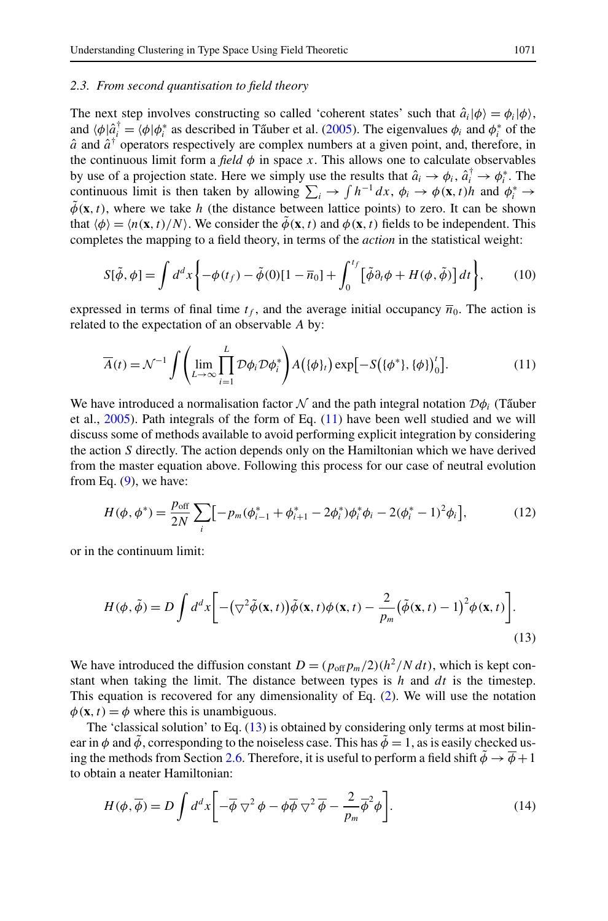### 2.3. From second quantisation to field theory

The next step involves constructing so called 'coherent states' such that $\hat{a}_i|\phi\rangle = \phi_i|\phi\rangle$, and $\langle\phi|\hat{a}_i^\dagger = \langle\phi|\phi_i^*$ as described in Tăuber et al. (2005). The eigenvalues $\phi_i$ and $\phi_i^*$ of the $\hat{a}$ and $\hat{a}^\dagger$ operators respectively are complex numbers at a given point, and, therefore, in the continuous limit form a *field* $\phi$ in space $x$. This allows one to calculate observables by use of a projection state. Here we simply use the results that $\hat{a}_i \to \phi_i$, $\hat{a}_i^\dagger \to \phi_i^*$. The continuous limit is then taken by allowing $\sum_i \to \int h^{-1}dx$, $\phi_i \to \phi(\mathbf{x},t)h$ and $\phi_i^* \to \tilde{\phi}(\mathbf{x},t)$, where we take $h$ (the distance between lattice points) to zero. It can be shown that $\langle\phi\rangle = \langle n(\mathbf{x},t)/N\rangle$. We consider the $\tilde{\phi}(\mathbf{x},t)$ and $\phi(\mathbf{x},t)$ fields to be independent. This completes the mapping to a field theory, in terms of the *action* in the statistical weight:

$$S[\tilde{\phi},\phi] = \int d^dx\left\{-\phi(t_f) - \tilde{\phi}(0)[1-\overline{n}_0] + \int_0^{t_f}\left[\tilde{\phi}\partial_t\phi + H(\phi,\tilde{\phi})\right]dt\right\}, \tag{10}$$

expressed in terms of final time $t_f$, and the average initial occupancy $\overline{n}_0$. The action is related to the expectation of an observable $A$ by:

$$\overline{A}(t) = \mathcal{N}^{-1}\int\left(\lim_{L\to\infty}\prod_{i=1}^{L}\mathcal{D}\phi_i\mathcal{D}\phi_i^*\right)A\big(\{\phi\}_t\big)\exp\big[-S\big(\{\phi^*\},\{\phi\}\big)_0^t\big]. \tag{11}$$

We have introduced a normalisation factor $\mathcal{N}$ and the path integral notation $\mathcal{D}\phi_i$ (Tăuber et al., 2005). Path integrals of the form of Eq. (11) have been well studied and we will discuss some of methods available to avoid performing explicit integration by considering the action $S$ directly. The action depends only on the Hamiltonian which we have derived from the master equation above. Following this process for our case of neutral evolution from Eq. (9), we have:

$$H(\phi,\phi^*) = \frac{p_{\text{off}}}{2N}\sum_i\left[-p_m(\phi_{i-1}^* + \phi_{i+1}^* - 2\phi_i^*)\phi_i^*\phi_i - 2(\phi_i^*-1)^2\phi_i\right], \tag{12}$$

or in the continuum limit:

$$H(\phi,\tilde{\phi}) = D\int d^dx\left[-\big(\nabla^2\tilde{\phi}(\mathbf{x},t)\big)\tilde{\phi}(\mathbf{x},t)\phi(\mathbf{x},t) - \frac{2}{p_m}\big(\tilde{\phi}(\mathbf{x},t)-1\big)^2\phi(\mathbf{x},t)\right]. \tag{13}$$

We have introduced the diffusion constant $D = (p_{\text{off}}p_m/2)(h^2/N\,dt)$, which is kept constant when taking the limit. The distance between types is $h$ and $dt$ is the timestep. This equation is recovered for any dimensionality of Eq. (2). We will use the notation $\phi(\mathbf{x},t) = \phi$ where this is unambiguous.

The 'classical solution' to Eq. (13) is obtained by considering only terms at most bilinear in $\phi$ and $\tilde{\phi}$, corresponding to the noiseless case. This has $\tilde{\phi} = 1$, as is easily checked using the methods from Section 2.6. Therefore, it is useful to perform a field shift $\tilde{\phi} \to \overline{\phi} + 1$ to obtain a neater Hamiltonian:

$$H(\phi,\overline{\phi}) = D\int d^dx\left[-\overline{\phi}\,\nabla^2\phi - \phi\overline{\phi}\,\nabla^2\,\overline{\phi} - \frac{2}{p_m}\overline{\phi}^2\phi\right]. \tag{14}$$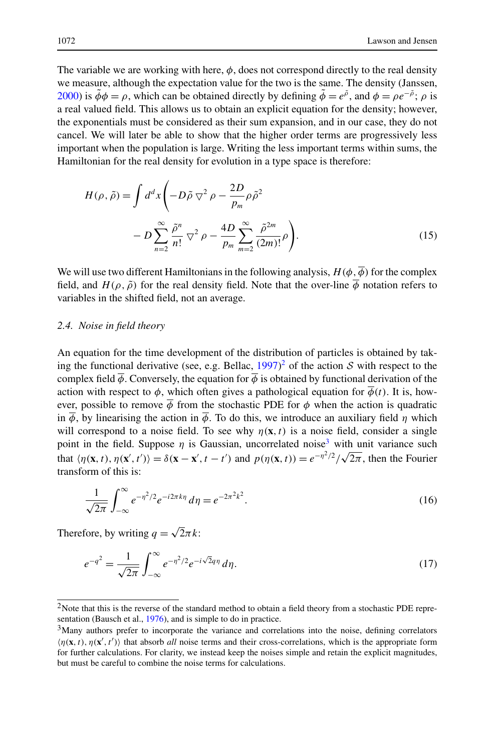The variable we are working with here, $\phi$, does not correspond directly to the real density we measure, although the expectation value for the two is the same. The density (Janssen, 2000) is $\tilde{\phi}\phi = \rho$, which can be obtained directly by defining $\tilde{\phi} = e^{\tilde{\rho}}$, and $\phi = \rho e^{-\tilde{\rho}}$; $\rho$ is a real valued field. This allows us to obtain an explicit equation for the density; however, the exponentials must be considered as their sum expansion, and in our case, they do not cancel. We will later be able to show that the higher order terms are progressively less important when the population is large. Writing the less important terms within sums, the Hamiltonian for the real density for evolution in a type space is therefore:

$$H(\rho, \tilde{\rho}) = \int d^d x \left( -D\tilde{\rho} \bigtriangledown^2 \rho - \frac{2D}{p_m} \rho \tilde{\rho}^2 - D \sum_{n=2}^{\infty} \frac{\tilde{\rho}^n}{n!} \bigtriangledown^2 \rho - \frac{4D}{p_m} \sum_{m=2}^{\infty} \frac{\tilde{\rho}^{2m}}{(2m)!} \rho \right). \tag{15}$$

We will use two different Hamiltonians in the following analysis, $H(\phi, \overline{\phi})$ for the complex field, and $H(\rho, \tilde{\rho})$ for the real density field. Note that the over-line $\overline{\phi}$ notation refers to variables in the shifted field, not an average.

### 2.4. *Noise in field theory*

An equation for the time development of the distribution of particles is obtained by taking the functional derivative (see, e.g. Bellac, 1997)[2] of the action $\mathcal{S}$ with respect to the complex field $\overline{\phi}$. Conversely, the equation for $\overline{\phi}$ is obtained by functional derivation of the action with respect to $\phi$, which often gives a pathological equation for $\overline{\phi}(t)$. It is, however, possible to remove $\overline{\phi}$ from the stochastic PDE for $\phi$ when the action is quadratic in $\overline{\phi}$, by linearising the action in $\overline{\phi}$. To do this, we introduce an auxiliary field $\eta$ which will correspond to a noise field. To see why $\eta(\mathbf{x}, t)$ is a noise field, consider a single point in the field. Suppose $\eta$ is Gaussian, uncorrelated noise[3] with unit variance such that $\langle \eta(\mathbf{x}, t), \eta(\mathbf{x}', t') \rangle = \delta(\mathbf{x} - \mathbf{x}', t - t')$ and $p(\eta(\mathbf{x}, t)) = e^{-\eta^2/2}/\sqrt{2\pi}$, then the Fourier transform of this is:

$$\frac{1}{\sqrt{2\pi}} \int_{-\infty}^{\infty} e^{-\eta^2/2} e^{-i2\pi k \eta}\, d\eta = e^{-2\pi^2 k^2}. \tag{16}$$

Therefore, by writing $q = \sqrt{2}\pi k$:

$$e^{-q^2} = \frac{1}{\sqrt{2\pi}} \int_{-\infty}^{\infty} e^{-\eta^2/2} e^{-i\sqrt{2} q \eta}\, d\eta. \tag{17}$$

---

[2] Note that this is the reverse of the standard method to obtain a field theory from a stochastic PDE representation (Bausch et al., 1976), and is simple to do in practice.

[3] Many authors prefer to incorporate the variance and correlations into the noise, defining correlators $\langle \eta(\mathbf{x}, t), \eta(\mathbf{x}', t') \rangle$ that absorb *all* noise terms and their cross-correlations, which is the appropriate form for further calculations. For clarity, we instead keep the noises simple and retain the explicit magnitudes, but must be careful to combine the noise terms for calculations.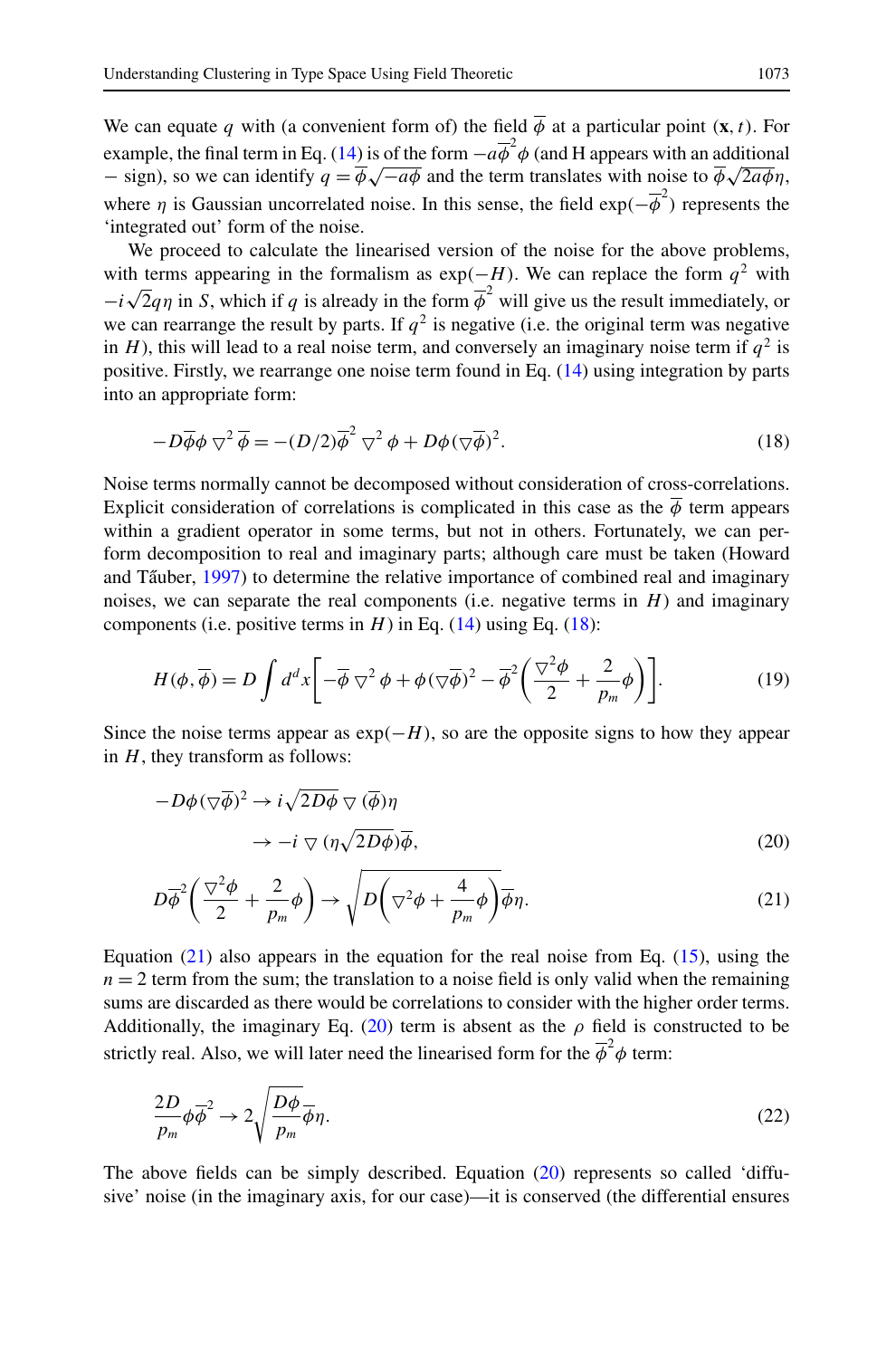We can equate $q$ with (a convenient form of) the field $\overline{\phi}$ at a particular point $(\mathbf{x}, t)$. For example, the final term in Eq. (14) is of the form $-a\overline{\phi}^2\phi$ (and H appears with an additional $-$ sign), so we can identify $q = \overline{\phi}\sqrt{-a\phi}$ and the term translates with noise to $\overline{\phi}\sqrt{2a\phi}\eta$, where $\eta$ is Gaussian uncorrelated noise. In this sense, the field $\exp(-\overline{\phi}^2)$ represents the 'integrated out' form of the noise.

We proceed to calculate the linearised version of the noise for the above problems, with terms appearing in the formalism as $\exp(-H)$. We can replace the form $q^2$ with $-i\sqrt{2}q\eta$ in $S$, which if $q$ is already in the form $\overline{\phi}^2$ will give us the result immediately, or we can rearrange the result by parts. If $q^2$ is negative (i.e. the original term was negative in $H$), this will lead to a real noise term, and conversely an imaginary noise term if $q^2$ is positive. Firstly, we rearrange one noise term found in Eq. (14) using integration by parts into an appropriate form:

$$-D\overline{\phi}\phi \bigtriangledown^2 \overline{\phi} = -(D/2)\overline{\phi}^2 \bigtriangledown^2 \phi + D\phi(\bigtriangledown\overline{\phi})^2. \tag{18}$$

Noise terms normally cannot be decomposed without consideration of cross-correlations. Explicit consideration of correlations is complicated in this case as the $\overline{\phi}$ term appears within a gradient operator in some terms, but not in others. Fortunately, we can perform decomposition to real and imaginary parts; although care must be taken (Howard and Tăuber, 1997) to determine the relative importance of combined real and imaginary noises, we can separate the real components (i.e. negative terms in $H$) and imaginary components (i.e. positive terms in $H$) in Eq. (14) using Eq. (18):

$$H(\phi, \overline{\phi}) = D\int d^d x\left[-\overline{\phi}\bigtriangledown^2\phi + \phi(\bigtriangledown\overline{\phi})^2 - \overline{\phi}^2\left(\frac{\bigtriangledown^2\phi}{2} + \frac{2}{p_m}\phi\right)\right]. \tag{19}$$

Since the noise terms appear as $\exp(-H)$, so are the opposite signs to how they appear in $H$, they transform as follows:

$$\begin{aligned} -D\phi(\bigtriangledown\overline{\phi})^2 &\to i\sqrt{2D\phi}\bigtriangledown(\overline{\phi})\eta \\ &\to -i\bigtriangledown(\eta\sqrt{2D\phi})\overline{\phi}, \end{aligned} \tag{20}$$

$$D\overline{\phi}^2\left(\frac{\bigtriangledown^2\phi}{2} + \frac{2}{p_m}\phi\right) \to \sqrt{D\left(\bigtriangledown^2\phi + \frac{4}{p_m}\phi\right)}\overline{\phi}\eta. \tag{21}$$

Equation (21) also appears in the equation for the real noise from Eq. (15), using the $n = 2$ term from the sum; the translation to a noise field is only valid when the remaining sums are discarded as there would be correlations to consider with the higher order terms. Additionally, the imaginary Eq. (20) term is absent as the $\rho$ field is constructed to be strictly real. Also, we will later need the linearised form for the $\overline{\phi}^2\phi$ term:

$$\frac{2D}{p_m}\phi\overline{\phi}^2 \to 2\sqrt{\frac{D\phi}{p_m}}\overline{\phi}\eta. \tag{22}$$

The above fields can be simply described. Equation (20) represents so called 'diffusive' noise (in the imaginary axis, for our case)—it is conserved (the differential ensures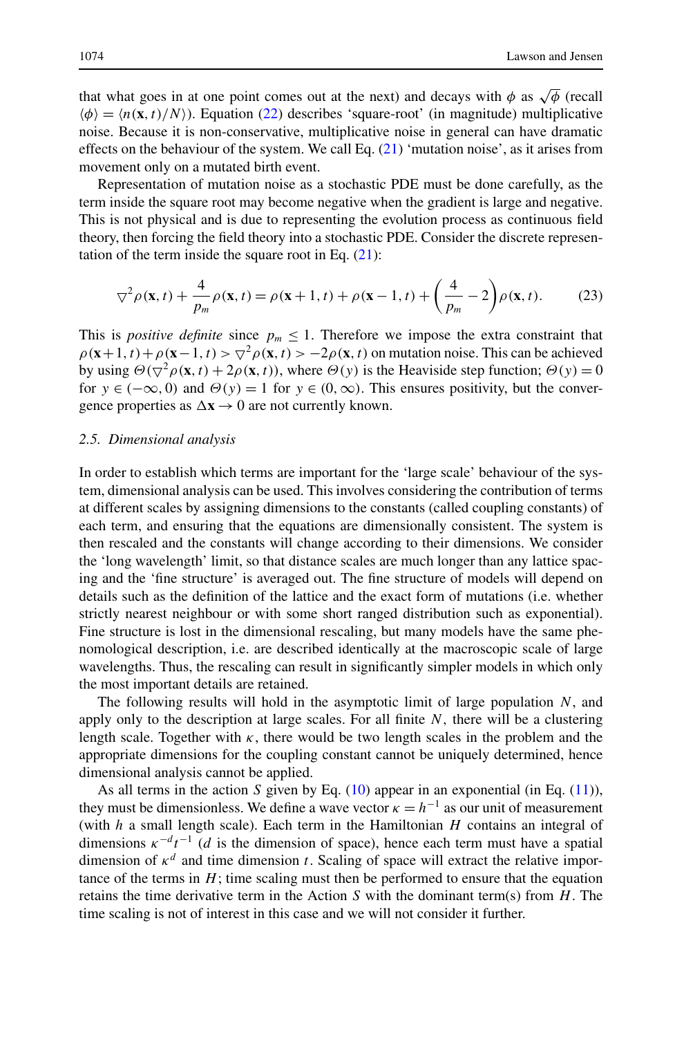that what goes in at one point comes out at the next) and decays with $\phi$ as $\sqrt{\phi}$ (recall $\langle\phi\rangle = \langle n(\mathbf{x},t)/N\rangle$). Equation (22) describes 'square-root' (in magnitude) multiplicative noise. Because it is non-conservative, multiplicative noise in general can have dramatic effects on the behaviour of the system. We call Eq. (21) 'mutation noise', as it arises from movement only on a mutated birth event.

Representation of mutation noise as a stochastic PDE must be done carefully, as the term inside the square root may become negative when the gradient is large and negative. This is not physical and is due to representing the evolution process as continuous field theory, then forcing the field theory into a stochastic PDE. Consider the discrete representation of the term inside the square root in Eq. (21):

$$\bigtriangledown^2 \rho(\mathbf{x},t) + \frac{4}{p_m}\rho(\mathbf{x},t) = \rho(\mathbf{x}+1,t) + \rho(\mathbf{x}-1,t) + \left(\frac{4}{p_m} - 2\right)\rho(\mathbf{x},t). \tag{23}$$

This is *positive definite* since $p_m \leq 1$. Therefore we impose the extra constraint that $\rho(\mathbf{x}+1,t) + \rho(\mathbf{x}-1,t) > \bigtriangledown^2\rho(\mathbf{x},t) > -2\rho(\mathbf{x},t)$ on mutation noise. This can be achieved by using $\Theta(\bigtriangledown^2\rho(\mathbf{x},t) + 2\rho(\mathbf{x},t))$, where $\Theta(y)$ is the Heaviside step function; $\Theta(y) = 0$ for $y \in (-\infty, 0)$ and $\Theta(y) = 1$ for $y \in (0, \infty)$. This ensures positivity, but the convergence properties as $\Delta\mathbf{x} \to 0$ are not currently known.

### 2.5. Dimensional analysis

In order to establish which terms are important for the 'large scale' behaviour of the system, dimensional analysis can be used. This involves considering the contribution of terms at different scales by assigning dimensions to the constants (called coupling constants) of each term, and ensuring that the equations are dimensionally consistent. The system is then rescaled and the constants will change according to their dimensions. We consider the 'long wavelength' limit, so that distance scales are much longer than any lattice spacing and the 'fine structure' is averaged out. The fine structure of models will depend on details such as the definition of the lattice and the exact form of mutations (i.e. whether strictly nearest neighbour or with some short ranged distribution such as exponential). Fine structure is lost in the dimensional rescaling, but many models have the same phenomenological description, i.e. are described identically at the macroscopic scale of large wavelengths. Thus, the rescaling can result in significantly simpler models in which only the most important details are retained.

The following results will hold in the asymptotic limit of large population $N$, and apply only to the description at large scales. For all finite $N$, there will be a clustering length scale. Together with $\kappa$, there would be two length scales in the problem and the appropriate dimensions for the coupling constant cannot be uniquely determined, hence dimensional analysis cannot be applied.

As all terms in the action $S$ given by Eq. (10) appear in an exponential (in Eq. (11)), they must be dimensionless. We define a wave vector $\kappa = h^{-1}$ as our unit of measurement (with $h$ a small length scale). Each term in the Hamiltonian $H$ contains an integral of dimensions $\kappa^{-d}t^{-1}$ ($d$ is the dimension of space), hence each term must have a spatial dimension of $\kappa^d$ and time dimension $t$. Scaling of space will extract the relative importance of the terms in $H$; time scaling must then be performed to ensure that the equation retains the time derivative term in the Action $S$ with the dominant term(s) from $H$. The time scaling is not of interest in this case and we will not consider it further.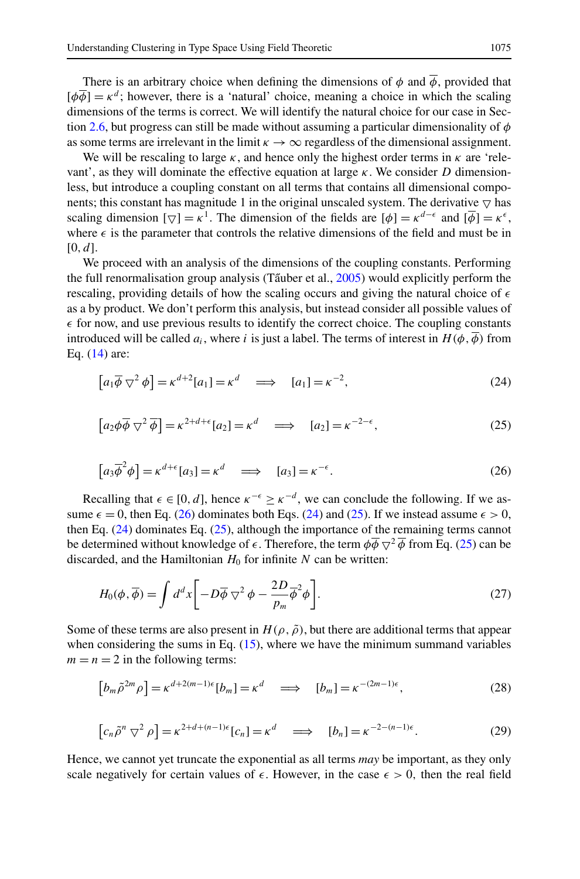There is an arbitrary choice when defining the dimensions of $\phi$ and $\overline{\phi}$, provided that $[\phi\overline{\phi}] = \kappa^d$; however, there is a 'natural' choice, meaning a choice in which the scaling dimensions of the terms is correct. We will identify the natural choice for our case in Section 2.6, but progress can still be made without assuming a particular dimensionality of $\phi$ as some terms are irrelevant in the limit $\kappa \to \infty$ regardless of the dimensional assignment.

We will be rescaling to large $\kappa$, and hence only the highest order terms in $\kappa$ are 'relevant', as they will dominate the effective equation at large $\kappa$. We consider $D$ dimensionless, but introduce a coupling constant on all terms that contains all dimensional components; this constant has magnitude 1 in the original unscaled system. The derivative $\bigtriangledown$ has scaling dimension $[\bigtriangledown] = \kappa^1$. The dimension of the fields are $[\phi] = \kappa^{d-\epsilon}$ and $[\overline{\phi}] = \kappa^{\epsilon}$, where $\epsilon$ is the parameter that controls the relative dimensions of the field and must be in $[0, d]$.

We proceed with an analysis of the dimensions of the coupling constants. Performing the full renormalisation group analysis (Tãuber et al., 2005) would explicitly perform the rescaling, providing details of how the scaling occurs and giving the natural choice of $\epsilon$ as a by product. We don't perform this analysis, but instead consider all possible values of $\epsilon$ for now, and use previous results to identify the correct choice. The coupling constants introduced will be called $a_i$, where $i$ is just a label. The terms of interest in $H(\phi, \overline{\phi})$ from Eq. (14) are:

$$\left[a_1 \overline{\phi} \bigtriangledown^2 \phi\right] = \kappa^{d+2}[a_1] = \kappa^d \quad \Longrightarrow \quad [a_1] = \kappa^{-2}, \tag{24}$$

$$\left[a_2 \phi\overline{\phi} \bigtriangledown^2 \overline{\phi}\right] = \kappa^{2+d+\epsilon}[a_2] = \kappa^d \quad \Longrightarrow \quad [a_2] = \kappa^{-2-\epsilon}, \tag{25}$$

$$\left[a_3 \overline{\phi}^2 \phi\right] = \kappa^{d+\epsilon}[a_3] = \kappa^d \quad \Longrightarrow \quad [a_3] = \kappa^{-\epsilon}. \tag{26}$$

Recalling that $\epsilon \in [0, d]$, hence $\kappa^{-\epsilon} \geq \kappa^{-d}$, we can conclude the following. If we assume $\epsilon = 0$, then Eq. (26) dominates both Eqs. (24) and (25). If we instead assume $\epsilon > 0$, then Eq. (24) dominates Eq. (25), although the importance of the remaining terms cannot be determined without knowledge of $\epsilon$. Therefore, the term $\phi\overline{\phi} \bigtriangledown^2 \overline{\phi}$ from Eq. (25) can be discarded, and the Hamiltonian $H_0$ for infinite $N$ can be written:

$$H_0(\phi, \overline{\phi}) = \int d^d x \left[-D\overline{\phi} \bigtriangledown^2 \phi - \frac{2D}{p_m}\overline{\phi}^2 \phi\right]. \tag{27}$$

Some of these terms are also present in $H(\rho, \tilde{\rho})$, but there are additional terms that appear when considering the sums in Eq. (15), where we have the minimum summand variables $m = n = 2$ in the following terms:

$$\left[b_m \tilde{\rho}^{2m} \rho\right] = \kappa^{d+2(m-1)\epsilon}[b_m] = \kappa^d \quad \Longrightarrow \quad [b_m] = \kappa^{-(2m-1)\epsilon}, \tag{28}$$

$$\left[c_n \tilde{\rho}^n \bigtriangledown^2 \rho\right] = \kappa^{2+d+(n-1)\epsilon}[c_n] = \kappa^d \quad \Longrightarrow \quad [b_n] = \kappa^{-2-(n-1)\epsilon}. \tag{29}$$

Hence, we cannot yet truncate the exponential as all terms *may* be important, as they only scale negatively for certain values of $\epsilon$. However, in the case $\epsilon > 0$, then the real field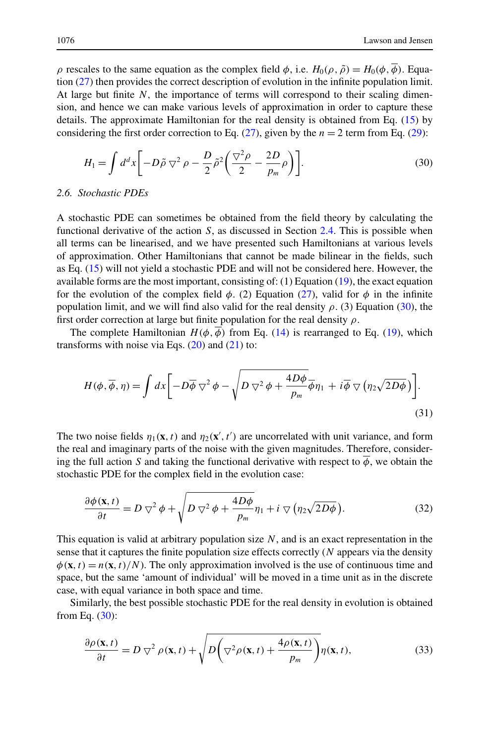$\rho$ rescales to the same equation as the complex field $\phi$, i.e. $H_0(\rho, \tilde{\rho}) = H_0(\phi, \overline{\phi})$. Equation (27) then provides the correct description of evolution in the infinite population limit. At large but finite $N$, the importance of terms will correspond to their scaling dimension, and hence we can make various levels of approximation in order to capture these details. The approximate Hamiltonian for the real density is obtained from Eq. (15) by considering the first order correction to Eq. (27), given by the $n = 2$ term from Eq. (29):

$$H_1 = \int d^d x \left[ -D\tilde{\rho} \nabla^2 \rho - \frac{D}{2} \tilde{\rho}^2 \left( \frac{\nabla^2 \rho}{2} - \frac{2D}{p_m} \rho \right) \right]. \tag{30}$$

### 2.6. Stochastic PDEs

A stochastic PDE can sometimes be obtained from the field theory by calculating the functional derivative of the action $S$, as discussed in Section 2.4. This is possible when all terms can be linearised, and we have presented such Hamiltonians at various levels of approximation. Other Hamiltonians that cannot be made bilinear in the fields, such as Eq. (15) will not yield a stochastic PDE and will not be considered here. However, the available forms are the most important, consisting of: (1) Equation (19), the exact equation for the evolution of the complex field $\phi$. (2) Equation (27), valid for $\phi$ in the infinite population limit, and we will find also valid for the real density $\rho$. (3) Equation (30), the first order correction at large but finite population for the real density $\rho$.

The complete Hamiltonian $H(\phi, \overline{\phi})$ from Eq. (14) is rearranged to Eq. (19), which transforms with noise via Eqs. (20) and (21) to:

$$H(\phi, \overline{\phi}, \eta) = \int dx \left[ -D\overline{\phi} \nabla^2 \phi - \sqrt{D \nabla^2 \phi + \frac{4D\phi}{p_m}} \overline{\phi} \eta_1 + i\overline{\phi} \nabla \left( \eta_2 \sqrt{2D\phi} \right) \right]. \tag{31}$$

The two noise fields $\eta_1(\mathbf{x}, t)$ and $\eta_2(\mathbf{x}', t')$ are uncorrelated with unit variance, and form the real and imaginary parts of the noise with the given magnitudes. Therefore, considering the full action $S$ and taking the functional derivative with respect to $\overline{\phi}$, we obtain the stochastic PDE for the complex field in the evolution case:

$$\frac{\partial \phi(\mathbf{x}, t)}{\partial t} = D \nabla^2 \phi + \sqrt{D \nabla^2 \phi + \frac{4D\phi}{p_m}} \eta_1 + i \nabla \left( \eta_2 \sqrt{2D\phi} \right). \tag{32}$$

This equation is valid at arbitrary population size $N$, and is an exact representation in the sense that it captures the finite population size effects correctly ($N$ appears via the density $\phi(\mathbf{x}, t) = n(\mathbf{x}, t)/N$). The only approximation involved is the use of continuous time and space, but the same 'amount of individual' will be moved in a time unit as in the discrete case, with equal variance in both space and time.

Similarly, the best possible stochastic PDE for the real density in evolution is obtained from Eq. (30):

$$\frac{\partial \rho(\mathbf{x}, t)}{\partial t} = D \nabla^2 \rho(\mathbf{x}, t) + \sqrt{D \left( \nabla^2 \rho(\mathbf{x}, t) + \frac{4\rho(\mathbf{x}, t)}{p_m} \right)} \eta(\mathbf{x}, t), \tag{33}$$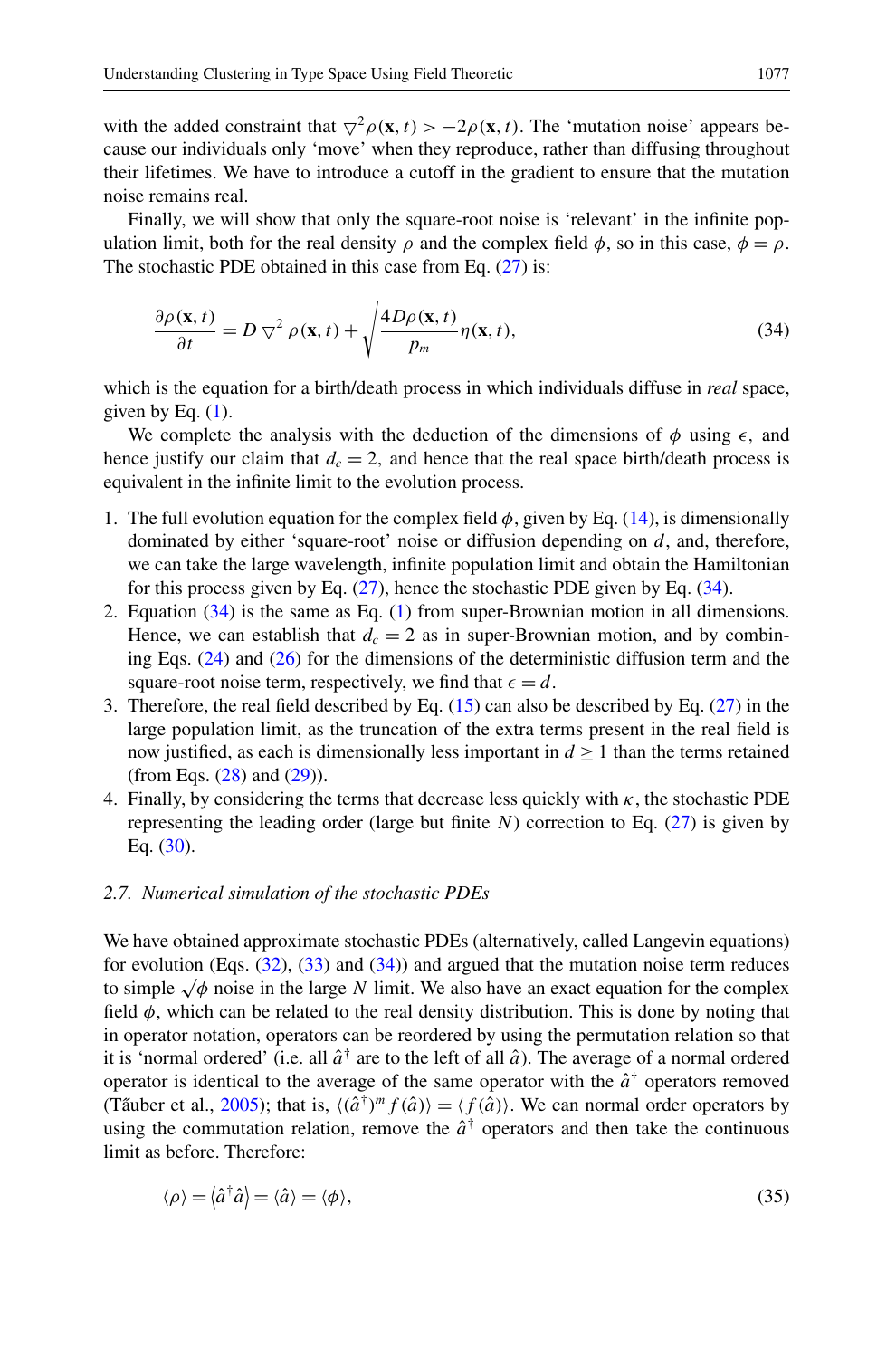with the added constraint that $\nabla^2 \rho(\mathbf{x}, t) > -2\rho(\mathbf{x}, t)$. The 'mutation noise' appears because our individuals only 'move' when they reproduce, rather than diffusing throughout their lifetimes. We have to introduce a cutoff in the gradient to ensure that the mutation noise remains real.

Finally, we will show that only the square-root noise is 'relevant' in the infinite population limit, both for the real density $\rho$ and the complex field $\phi$, so in this case, $\phi = \rho$. The stochastic PDE obtained in this case from Eq. (27) is:

$$\frac{\partial \rho(\mathbf{x}, t)}{\partial t} = D \nabla^2 \rho(\mathbf{x}, t) + \sqrt{\frac{4D\rho(\mathbf{x}, t)}{p_m}} \eta(\mathbf{x}, t), \tag{34}$$

which is the equation for a birth/death process in which individuals diffuse in *real* space, given by Eq. (1).

We complete the analysis with the deduction of the dimensions of $\phi$ using $\epsilon$, and hence justify our claim that $d_c = 2$, and hence that the real space birth/death process is equivalent in the infinite limit to the evolution process.

1. The full evolution equation for the complex field $\phi$, given by Eq. (14), is dimensionally dominated by either 'square-root' noise or diffusion depending on $d$, and, therefore, we can take the large wavelength, infinite population limit and obtain the Hamiltonian for this process given by Eq. (27), hence the stochastic PDE given by Eq. (34).
2. Equation (34) is the same as Eq. (1) from super-Brownian motion in all dimensions. Hence, we can establish that $d_c = 2$ as in super-Brownian motion, and by combining Eqs. (24) and (26) for the dimensions of the deterministic diffusion term and the square-root noise term, respectively, we find that $\epsilon = d$.
3. Therefore, the real field described by Eq. (15) can also be described by Eq. (27) in the large population limit, as the truncation of the extra terms present in the real field is now justified, as each is dimensionally less important in $d \geq 1$ than the terms retained (from Eqs. (28) and (29)).
4. Finally, by considering the terms that decrease less quickly with $\kappa$, the stochastic PDE representing the leading order (large but finite $N$) correction to Eq. (27) is given by Eq. (30).

### 2.7. Numerical simulation of the stochastic PDEs

We have obtained approximate stochastic PDEs (alternatively, called Langevin equations) for evolution (Eqs. (32), (33) and (34)) and argued that the mutation noise term reduces to simple $\sqrt{\phi}$ noise in the large $N$ limit. We also have an exact equation for the complex field $\phi$, which can be related to the real density distribution. This is done by noting that in operator notation, operators can be reordered by using the permutation relation so that it is 'normal ordered' (i.e. all $\hat{a}^\dagger$ are to the left of all $\hat{a}$). The average of a normal ordered operator is identical to the average of the same operator with the $\hat{a}^\dagger$ operators removed (Tăuber et al., 2005); that is, $\langle (\hat{a}^\dagger)^m f(\hat{a})\rangle = \langle f(\hat{a})\rangle$. We can normal order operators by using the commutation relation, remove the $\hat{a}^\dagger$ operators and then take the continuous limit as before. Therefore:

$$\langle \rho \rangle = \langle \hat{a}^\dagger \hat{a} \rangle = \langle \hat{a} \rangle = \langle \phi \rangle, \tag{35}$$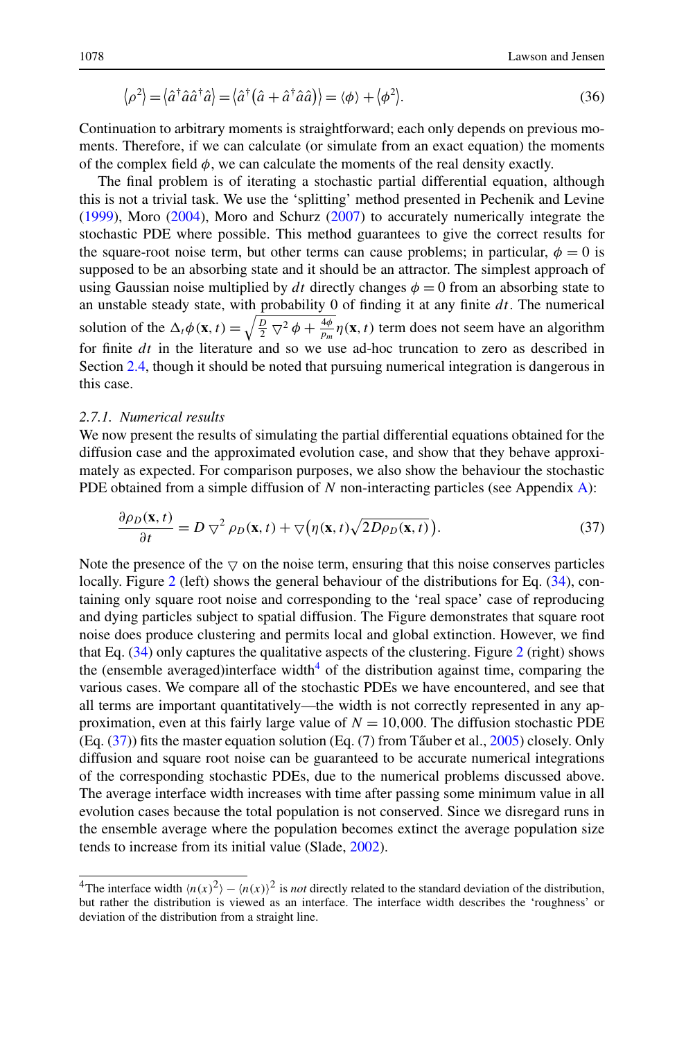$$\langle \rho^2 \rangle = \langle \hat{a}^\dagger \hat{a} \hat{a}^\dagger \hat{a} \rangle = \langle \hat{a}^\dagger (\hat{a} + \hat{a}^\dagger \hat{a} \hat{a}) \rangle = \langle \phi \rangle + \langle \phi^2 \rangle. \tag{36}$$

Continuation to arbitrary moments is straightforward; each only depends on previous moments. Therefore, if we can calculate (or simulate from an exact equation) the moments of the complex field $\phi$, we can calculate the moments of the real density exactly.

The final problem is of iterating a stochastic partial differential equation, although this is not a trivial task. We use the 'splitting' method presented in Pechenik and Levine (1999), Moro (2004), Moro and Schurz (2007) to accurately numerically integrate the stochastic PDE where possible. This method guarantees to give the correct results for the square-root noise term, but other terms can cause problems; in particular, $\phi = 0$ is supposed to be an absorbing state and it should be an attractor. The simplest approach of using Gaussian noise multiplied by $dt$ directly changes $\phi = 0$ from an absorbing state to an unstable steady state, with probability 0 of finding it at any finite $dt$. The numerical solution of the $\Delta_t \phi(\mathbf{x}, t) = \sqrt{\frac{D}{2} \nabla^2 \phi + \frac{4\phi}{p_m}} \eta(\mathbf{x}, t)$ term does not seem have an algorithm for finite $dt$ in the literature and so we use ad-hoc truncation to zero as described in Section 2.4, though it should be noted that pursuing numerical integration is dangerous in this case.

### 2.7.1. Numerical results

We now present the results of simulating the partial differential equations obtained for the diffusion case and the approximated evolution case, and show that they behave approximately as expected. For comparison purposes, we also show the behaviour the stochastic PDE obtained from a simple diffusion of $N$ non-interacting particles (see Appendix A):

$$\frac{\partial \rho_D(\mathbf{x}, t)}{\partial t} = D \nabla^2 \rho_D(\mathbf{x}, t) + \nabla \big( \eta(\mathbf{x}, t) \sqrt{2D\rho_D(\mathbf{x}, t)} \big). \tag{37}$$

Note the presence of the $\nabla$ on the noise term, ensuring that this noise conserves particles locally. Figure 2 (left) shows the general behaviour of the distributions for Eq. (34), containing only square root noise and corresponding to the 'real space' case of reproducing and dying particles subject to spatial diffusion. The Figure demonstrates that square root noise does produce clustering and permits local and global extinction. However, we find that Eq. (34) only captures the qualitative aspects of the clustering. Figure 2 (right) shows the (ensemble averaged)interface width[4] of the distribution against time, comparing the various cases. We compare all of the stochastic PDEs we have encountered, and see that all terms are important quantitatively—the width is not correctly represented in any approximation, even at this fairly large value of $N = 10{,}000$. The diffusion stochastic PDE (Eq. (37)) fits the master equation solution (Eq. (7) from Tăuber et al., 2005) closely. Only diffusion and square root noise can be guaranteed to be accurate numerical integrations of the corresponding stochastic PDEs, due to the numerical problems discussed above. The average interface width increases with time after passing some minimum value in all evolution cases because the total population is not conserved. Since we disregard runs in the ensemble average where the population becomes extinct the average population size tends to increase from its initial value (Slade, 2002).

---

[4] The interface width $\langle n(x)^2 \rangle - \langle n(x) \rangle^2$ is *not* directly related to the standard deviation of the distribution, but rather the distribution is viewed as an interface. The interface width describes the 'roughness' or deviation of the distribution from a straight line.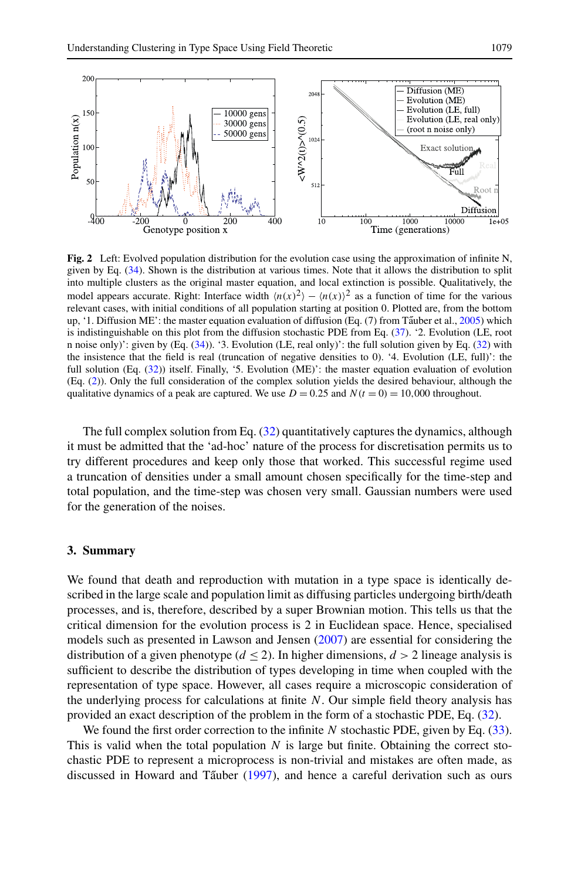**Fig. 2** Left: Evolved population distribution for the evolution case using the approximation of infinite N, given by Eq. (34). Shown is the distribution at various times. Note that it allows the distribution to split into multiple clusters as the original master equation, and local extinction is possible. Qualitatively, the model appears accurate. Right: Interface width $\langle n(x)^2\rangle - \langle n(x)\rangle^2$ as a function of time for the various relevant cases, with initial conditions of all population starting at position 0. Plotted are, from the bottom up, '1. Diffusion ME': the master equation evaluation of diffusion (Eq. (7) from Täuber et al., 2005) which is indistinguishable on this plot from the diffusion stochastic PDE from Eq. (37). '2. Evolution (LE, root n noise only)': given by (Eq. (34)). '3. Evolution (LE, real only)': the full solution given by Eq. (32) with the insistence that the field is real (truncation of negative densities to 0). '4. Evolution (LE, full)': the full solution (Eq. (32)) itself. Finally, '5. Evolution (ME)': the master equation evaluation of evolution (Eq. (2)). Only the full consideration of the complex solution yields the desired behaviour, although the qualitative dynamics of a peak are captured. We use $D = 0.25$ and $N(t = 0) = 10{,}000$ throughout.

The full complex solution from Eq. (32) quantitatively captures the dynamics, although it must be admitted that the 'ad-hoc' nature of the process for discretisation permits us to try different procedures and keep only those that worked. This successful regime used a truncation of densities under a small amount chosen specifically for the time-step and total population, and the time-step was chosen very small. Gaussian numbers were used for the generation of the noises.

## 3. Summary

We found that death and reproduction with mutation in a type space is identically described in the large scale and population limit as diffusing particles undergoing birth/death processes, and is, therefore, described by a super Brownian motion. This tells us that the critical dimension for the evolution process is 2 in Euclidean space. Hence, specialised models such as presented in Lawson and Jensen (2007) are essential for considering the distribution of a given phenotype ($d \le 2$). In higher dimensions, $d > 2$ lineage analysis is sufficient to describe the distribution of types developing in time when coupled with the representation of type space. However, all cases require a microscopic consideration of the underlying process for calculations at finite $N$. Our simple field theory analysis has provided an exact description of the problem in the form of a stochastic PDE, Eq. (32).

We found the first order correction to the infinite $N$ stochastic PDE, given by Eq. (33). This is valid when the total population $N$ is large but finite. Obtaining the correct stochastic PDE to represent a microprocess is non-trivial and mistakes are often made, as discussed in Howard and Täuber (1997), and hence a careful derivation such as ours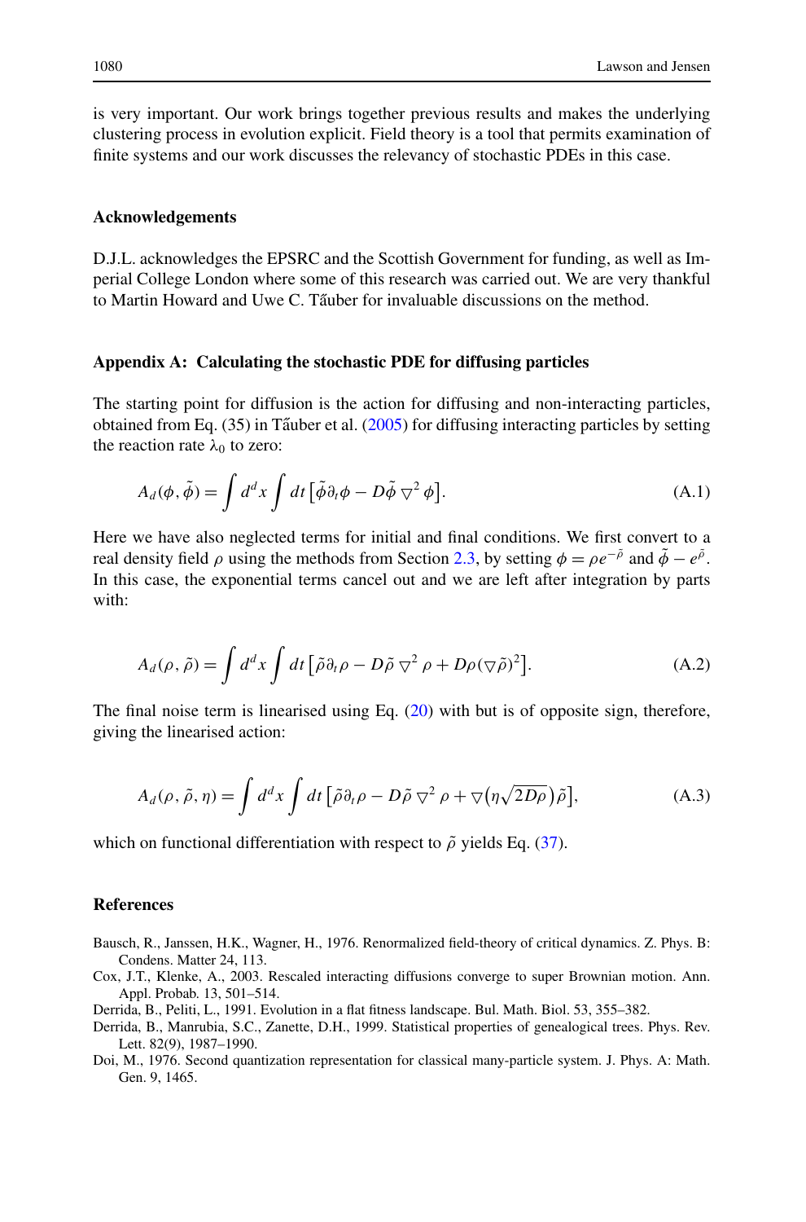is very important. Our work brings together previous results and makes the underlying clustering process in evolution explicit. Field theory is a tool that permits examination of finite systems and our work discusses the relevancy of stochastic PDEs in this case.

### Acknowledgements

D.J.L. acknowledges the EPSRC and the Scottish Government for funding, as well as Imperial College London where some of this research was carried out. We are very thankful to Martin Howard and Uwe C. Tãuber for invaluable discussions on the method.

### Appendix A: Calculating the stochastic PDE for diffusing particles

The starting point for diffusion is the action for diffusing and non-interacting particles, obtained from Eq. (35) in Tãuber et al. (2005) for diffusing interacting particles by setting the reaction rate $\lambda_0$ to zero:

$$A_d(\phi,\tilde{\phi}) = \int d^d x \int dt \left[\tilde{\phi}\partial_t \phi - D\tilde{\phi} \bigtriangledown^2 \phi\right]. \tag{A.1}$$

Here we have also neglected terms for initial and final conditions. We first convert to a real density field $\rho$ using the methods from Section 2.3, by setting $\phi = \rho e^{-\tilde{\rho}}$ and $\tilde{\phi} - e^{\tilde{\rho}}$. In this case, the exponential terms cancel out and we are left after integration by parts with:

$$A_d(\rho,\tilde{\rho}) = \int d^d x \int dt \left[\tilde{\rho}\partial_t \rho - D\tilde{\rho} \bigtriangledown^2 \rho + D\rho(\bigtriangledown\tilde{\rho})^2\right]. \tag{A.2}$$

The final noise term is linearised using Eq. (20) with but is of opposite sign, therefore, giving the linearised action:

$$A_d(\rho,\tilde{\rho},\eta) = \int d^d x \int dt \left[\tilde{\rho}\partial_t \rho - D\tilde{\rho} \bigtriangledown^2 \rho + \bigtriangledown\left(\eta\sqrt{2D\rho}\right)\tilde{\rho}\right], \tag{A.3}$$

which on functional differentiation with respect to $\tilde{\rho}$ yields Eq. (37).

### References

Bausch, R., Janssen, H.K., Wagner, H., 1976. Renormalized field-theory of critical dynamics. Z. Phys. B: Condens. Matter 24, 113.

Cox, J.T., Klenke, A., 2003. Rescaled interacting diffusions converge to super Brownian motion. Ann. Appl. Probab. 13, 501–514.

Derrida, B., Peliti, L., 1991. Evolution in a flat fitness landscape. Bul. Math. Biol. 53, 355–382.

Derrida, B., Manrubia, S.C., Zanette, D.H., 1999. Statistical properties of genealogical trees. Phys. Rev. Lett. 82(9), 1987–1990.

Doi, M., 1976. Second quantization representation for classical many-particle system. J. Phys. A: Math. Gen. 9, 1465.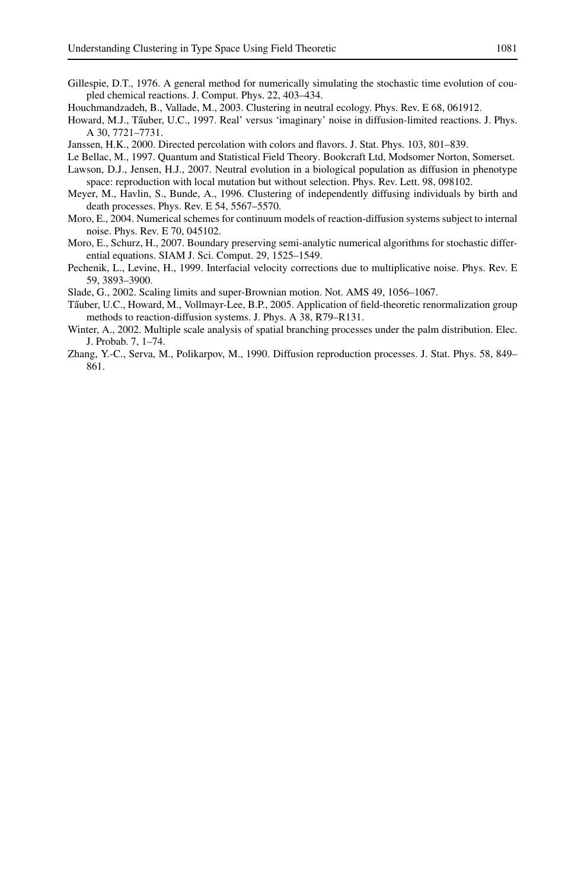Gillespie, D.T., 1976. A general method for numerically simulating the stochastic time evolution of coupled chemical reactions. J. Comput. Phys. 22, 403–434.

Houchmandzadeh, B., Vallade, M., 2003. Clustering in neutral ecology. Phys. Rev. E 68, 061912.

Howard, M.J., Tăuber, U.C., 1997. Real' versus 'imaginary' noise in diffusion-limited reactions. J. Phys. A 30, 7721–7731.

Janssen, H.K., 2000. Directed percolation with colors and flavors. J. Stat. Phys. 103, 801–839.

Le Bellac, M., 1997. Quantum and Statistical Field Theory. Bookcraft Ltd, Modsomer Norton, Somerset.

Lawson, D.J., Jensen, H.J., 2007. Neutral evolution in a biological population as diffusion in phenotype space: reproduction with local mutation but without selection. Phys. Rev. Lett. 98, 098102.

Meyer, M., Havlin, S., Bunde, A., 1996. Clustering of independently diffusing individuals by birth and death processes. Phys. Rev. E 54, 5567–5570.

Moro, E., 2004. Numerical schemes for continuum models of reaction-diffusion systems subject to internal noise. Phys. Rev. E 70, 045102.

Moro, E., Schurz, H., 2007. Boundary preserving semi-analytic numerical algorithms for stochastic differential equations. SIAM J. Sci. Comput. 29, 1525–1549.

Pechenik, L., Levine, H., 1999. Interfacial velocity corrections due to multiplicative noise. Phys. Rev. E 59, 3893–3900.

Slade, G., 2002. Scaling limits and super-Brownian motion. Not. AMS 49, 1056–1067.

Tăuber, U.C., Howard, M., Vollmayr-Lee, B.P., 2005. Application of field-theoretic renormalization group methods to reaction-diffusion systems. J. Phys. A 38, R79–R131.

Winter, A., 2002. Multiple scale analysis of spatial branching processes under the palm distribution. Elec. J. Probab. 7, 1–74.

Zhang, Y.-C., Serva, M., Polikarpov, M., 1990. Diffusion reproduction processes. J. Stat. Phys. 58, 849–861.